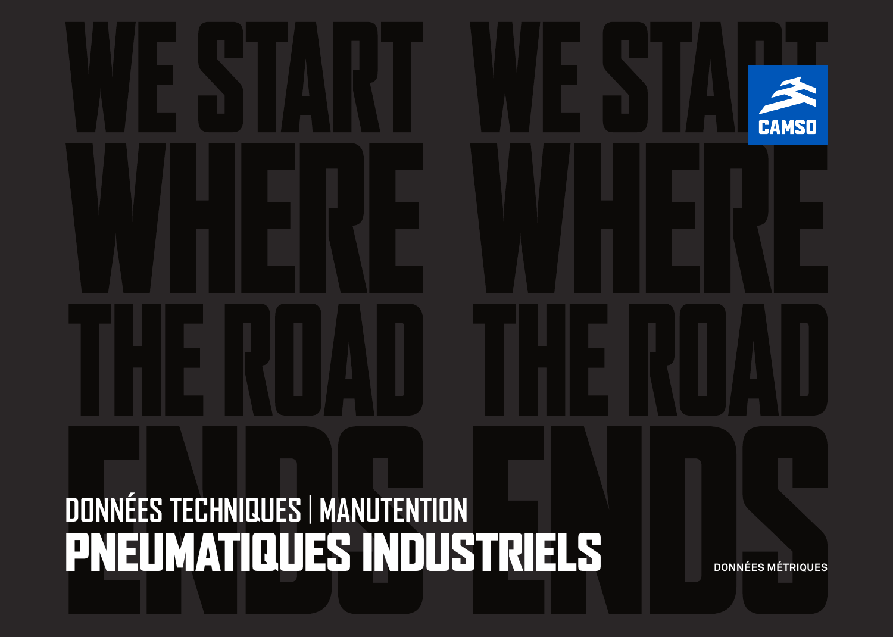WE START WHERE THE ROAD ENDS

CAMSO

## DONNÉES TECHNIQUES | MANUTENTION

# PNEUMATIQUES INDUSTRIELS

DONNÉES MÉTRIQUES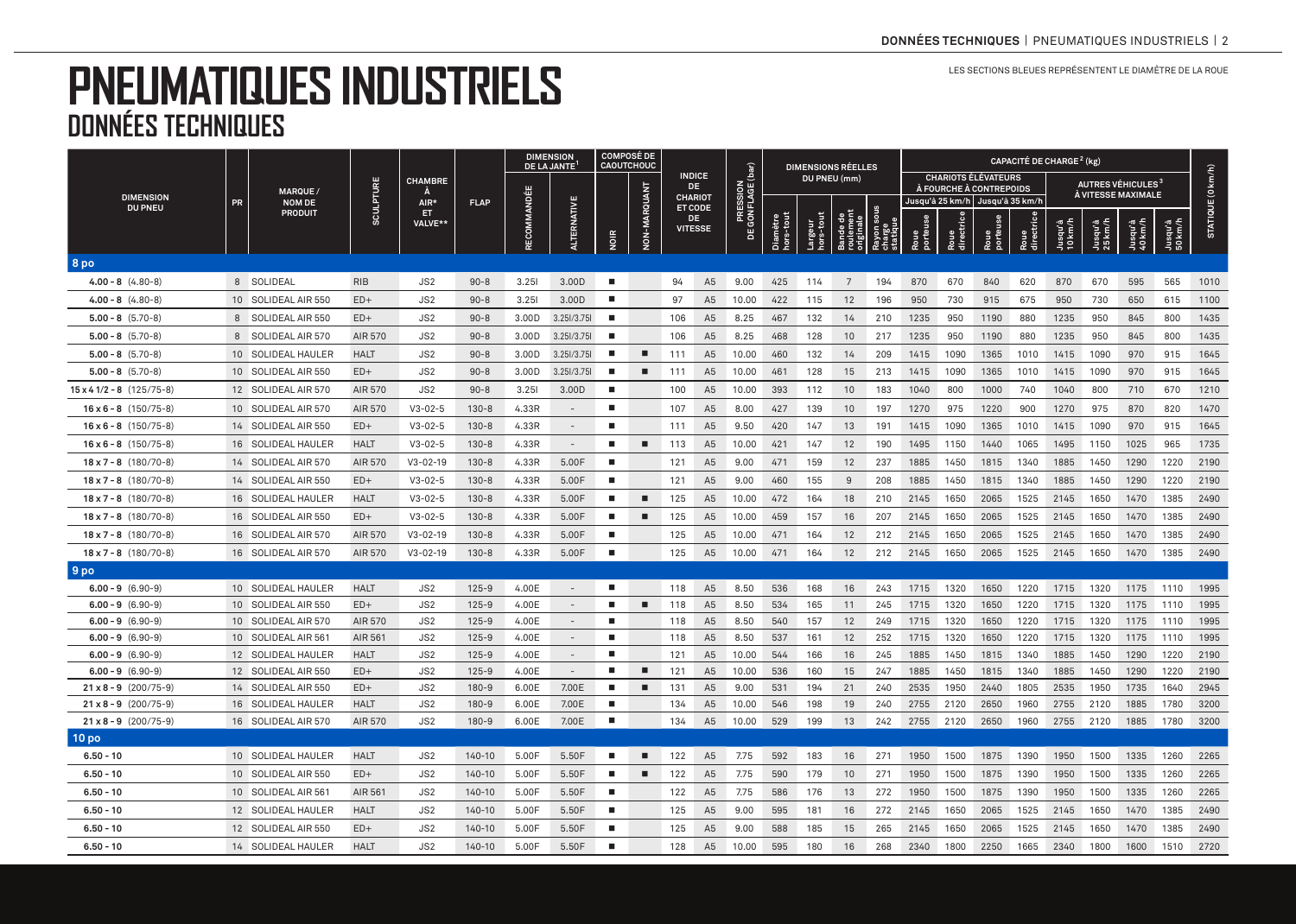# PNEUMATIQUES INDUSTRIELS

## DONNÉES TECHNIQUES

LES SECTIONS BLEUES REPRÉSENTENT LE DIAMÈTRE DE LA ROUE

| DIMENSION DU PNEU | PR | MARQUE / NOM DE PRODUIT | SCULPTURE | CHAMBRE À AIR* ET VALVE** | FLAP | DIMENSION DE LA JANTE[1] | | COMPOSÉ DE CAOUTCHOUC | | INDICE DE CHARIOT ET CODE DE VITESSE | | PRESSION DE GONFLAGE (bar) | DIMENSIONS RÉELLES DU PNEU (mm) | | | | CAPACITÉ DE CHARGE[2] (kg) | | | | | | | | STATIQUE (0 km/h) |
|---|---|---|---|---|---|---|---|---|---|---|---|---|---|---|---|---|---|---|---|---|---|---|---|---|---|
| | | | | | | | | | | | | | | | | | CHARIOTS ÉLÉVATEURS À FOURCHE À CONTREPOIDS | | | | AUTRES VÉHICULES[3] À VITESSE MAXIMALE | | | | |
| | | | | | | | | | | | | | | | | | Jusqu'à 25 km/h | | Jusqu'à 35 km/h | | | | | | |
| | | | | | | RECOMMANDÉE | ALTERNATIVE | NOIR | NON-MARQUANT | | | | Diamètre hors-tout | Largeur hors-tout | Bande de roulement originale | Rayon sous charge statique | Roue porteuse | Roue directrice | Roue porteuse | Roue directrice | Jusqu'à 10 km/h | Jusqu'à 25 km/h | Jusqu'à 40 km/h | Jusqu'à 50 km/h | |
| **8 po** | | | | | | | | | | | | | | | | | | | | | | | | | |
| **4.00 - 8** (4.80-8) | 8 | SOLIDEAL | RIB | JS2 | 90-8 | 3.25I | 3.00D | ■ | | 94 | A5 | 9.00 | 425 | 114 | 7 | 194 | 870 | 670 | 840 | 620 | 870 | 670 | 595 | 565 | 1010 |
| **4.00 - 8** (4.80-8) | 10 | SOLIDEAL AIR 550 | ED+ | JS2 | 90-8 | 3.25I | 3.00D | ■ | | 97 | A5 | 10.00 | 422 | 115 | 12 | 196 | 950 | 730 | 915 | 675 | 950 | 730 | 650 | 615 | 1100 |
| **5.00 - 8** (5.70-8) | 8 | SOLIDEAL AIR 550 | ED+ | JS2 | 90-8 | 3.00D | 3.25I/3.75I | ■ | | 106 | A5 | 8.25 | 467 | 132 | 14 | 210 | 1235 | 950 | 1190 | 880 | 1235 | 950 | 845 | 800 | 1435 |
| **5.00 - 8** (5.70-8) | 8 | SOLIDEAL AIR 570 | AIR 570 | JS2 | 90-8 | 3.00D | 3.25I/3.75I | ■ | | 106 | A5 | 8.25 | 468 | 128 | 10 | 217 | 1235 | 950 | 1190 | 880 | 1235 | 950 | 845 | 800 | 1435 |
| **5.00 - 8** (5.70-8) | 10 | SOLIDEAL HAULER | HALT | JS2 | 90-8 | 3.00D | 3.25I/3.75I | ■ | ■ | 111 | A5 | 10.00 | 460 | 132 | 14 | 209 | 1415 | 1090 | 1365 | 1010 | 1415 | 1090 | 970 | 915 | 1645 |
| **5.00 - 8** (5.70-8) | 10 | SOLIDEAL AIR 550 | ED+ | JS2 | 90-8 | 3.00D | 3.25I/3.75I | ■ | ■ | 111 | A5 | 10.00 | 461 | 128 | 15 | 213 | 1415 | 1090 | 1365 | 1010 | 1415 | 1090 | 970 | 915 | 1645 |
| **15 x 4 1/2 - 8** (125/75-8) | 12 | SOLIDEAL AIR 570 | AIR 570 | JS2 | 90-8 | 3.25I | 3.00D | ■ | | 100 | A5 | 10.00 | 393 | 112 | 10 | 183 | 1040 | 800 | 1000 | 740 | 1040 | 800 | 710 | 670 | 1210 |
| **16 x 6 - 8** (150/75-8) | 10 | SOLIDEAL AIR 570 | AIR 570 | V3-02-5 | 130-8 | 4.33R | - | ■ | | 107 | A5 | 8.00 | 427 | 139 | 10 | 197 | 1270 | 975 | 1220 | 900 | 1270 | 975 | 870 | 820 | 1470 |
| **16 x 6 - 8** (150/75-8) | 14 | SOLIDEAL AIR 550 | ED+ | V3-02-5 | 130-8 | 4.33R | - | ■ | | 111 | A5 | 9.50 | 420 | 147 | 13 | 191 | 1415 | 1090 | 1365 | 1010 | 1415 | 1090 | 970 | 915 | 1645 |
| **16 x 6 - 8** (150/75-8) | 16 | SOLIDEAL HAULER | HALT | V3-02-5 | 130-8 | 4.33R | - | ■ | ■ | 113 | A5 | 10.00 | 421 | 147 | 12 | 190 | 1495 | 1150 | 1440 | 1065 | 1495 | 1150 | 1025 | 965 | 1735 |
| **18 x 7 - 8** (180/70-8) | 14 | SOLIDEAL AIR 570 | AIR 570 | V3-02-19 | 130-8 | 4.33R | 5.00F | ■ | | 121 | A5 | 9.00 | 471 | 159 | 12 | 237 | 1885 | 1450 | 1815 | 1340 | 1885 | 1450 | 1290 | 1220 | 2190 |
| **18 x 7 - 8** (180/70-8) | 14 | SOLIDEAL AIR 550 | ED+ | V3-02-5 | 130-8 | 4.33R | 5.00F | ■ | | 121 | A5 | 9.00 | 460 | 155 | 9 | 208 | 1885 | 1450 | 1815 | 1340 | 1885 | 1450 | 1290 | 1220 | 2190 |
| **18 x 7 - 8** (180/70-8) | 16 | SOLIDEAL HAULER | HALT | V3-02-5 | 130-8 | 4.33R | 5.00F | ■ | ■ | 125 | A5 | 10.00 | 472 | 164 | 18 | 210 | 2145 | 1650 | 2065 | 1525 | 2145 | 1650 | 1470 | 1385 | 2490 |
| **18 x 7 - 8** (180/70-8) | 16 | SOLIDEAL AIR 550 | ED+ | V3-02-5 | 130-8 | 4.33R | 5.00F | ■ | ■ | 125 | A5 | 10.00 | 459 | 157 | 16 | 207 | 2145 | 1650 | 2065 | 1525 | 2145 | 1650 | 1470 | 1385 | 2490 |
| **18 x 7 - 8** (180/70-8) | 16 | SOLIDEAL AIR 570 | AIR 570 | V3-02-19 | 130-8 | 4.33R | 5.00F | ■ | | 125 | A5 | 10.00 | 471 | 164 | 12 | 212 | 2145 | 1650 | 2065 | 1525 | 2145 | 1650 | 1470 | 1385 | 2490 |
| **18 x 7 - 8** (180/70-8) | 16 | SOLIDEAL AIR 570 | AIR 570 | V3-02-19 | 130-8 | 4.33R | 5.00F | ■ | | 125 | A5 | 10.00 | 471 | 164 | 12 | 212 | 2145 | 1650 | 2065 | 1525 | 2145 | 1650 | 1470 | 1385 | 2490 |
| **9 po** | | | | | | | | | | | | | | | | | | | | | | | | | |
| **6.00 - 9** (6.90-9) | 10 | SOLIDEAL HAULER | HALT | JS2 | 125-9 | 4.00E | - | ■ | | 118 | A5 | 8.50 | 536 | 168 | 16 | 243 | 1715 | 1320 | 1650 | 1220 | 1715 | 1320 | 1175 | 1110 | 1995 |
| **6.00 - 9** (6.90-9) | 10 | SOLIDEAL AIR 550 | ED+ | JS2 | 125-9 | 4.00E | - | ■ | ■ | 118 | A5 | 8.50 | 534 | 165 | 11 | 245 | 1715 | 1320 | 1650 | 1220 | 1715 | 1320 | 1175 | 1110 | 1995 |
| **6.00 - 9** (6.90-9) | 10 | SOLIDEAL AIR 570 | AIR 570 | JS2 | 125-9 | 4.00E | - | ■ | | 118 | A5 | 8.50 | 540 | 157 | 12 | 249 | 1715 | 1320 | 1650 | 1220 | 1715 | 1320 | 1175 | 1110 | 1995 |
| **6.00 - 9** (6.90-9) | 10 | SOLIDEAL AIR 561 | AIR 561 | JS2 | 125-9 | 4.00E | - | ■ | | 118 | A5 | 8.50 | 537 | 161 | 12 | 252 | 1715 | 1320 | 1650 | 1220 | 1715 | 1320 | 1175 | 1110 | 1995 |
| **6.00 - 9** (6.90-9) | 12 | SOLIDEAL HAULER | HALT | JS2 | 125-9 | 4.00E | - | ■ | | 121 | A5 | 10.00 | 544 | 166 | 16 | 245 | 1885 | 1450 | 1815 | 1340 | 1885 | 1450 | 1290 | 1220 | 2190 |
| **6.00 - 9** (6.90-9) | 12 | SOLIDEAL AIR 550 | ED+ | JS2 | 125-9 | 4.00E | - | ■ | ■ | 121 | A5 | 10.00 | 536 | 160 | 15 | 247 | 1885 | 1450 | 1815 | 1340 | 1885 | 1450 | 1290 | 1220 | 2190 |
| **21 x 8 - 9** (200/75-9) | 14 | SOLIDEAL AIR 550 | ED+ | JS2 | 180-9 | 6.00E | 7.00E | ■ | ■ | 131 | A5 | 9.00 | 531 | 194 | 21 | 240 | 2535 | 1950 | 2440 | 1805 | 2535 | 1950 | 1735 | 1640 | 2945 |
| **21 x 8 - 9** (200/75-9) | 16 | SOLIDEAL HAULER | HALT | JS2 | 180-9 | 6.00E | 7.00E | ■ | | 134 | A5 | 10.00 | 546 | 198 | 19 | 240 | 2755 | 2120 | 2650 | 1960 | 2755 | 2120 | 1885 | 1780 | 3200 |
| **21 x 8 - 9** (200/75-9) | 16 | SOLIDEAL AIR 570 | AIR 570 | JS2 | 180-9 | 6.00E | 7.00E | ■ | | 134 | A5 | 10.00 | 529 | 199 | 13 | 242 | 2755 | 2120 | 2650 | 1960 | 2755 | 2120 | 1885 | 1780 | 3200 |
| **10 po** | | | | | | | | | | | | | | | | | | | | | | | | | |
| **6.50 - 10** | 10 | SOLIDEAL HAULER | HALT | JS2 | 140-10 | 5.00F | 5.50F | ■ | ■ | 122 | A5 | 7.75 | 592 | 183 | 16 | 271 | 1950 | 1500 | 1875 | 1390 | 1950 | 1500 | 1335 | 1260 | 2265 |
| **6.50 - 10** | 10 | SOLIDEAL AIR 550 | ED+ | JS2 | 140-10 | 5.00F | 5.50F | ■ | ■ | 122 | A5 | 7.75 | 590 | 179 | 10 | 271 | 1950 | 1500 | 1875 | 1390 | 1950 | 1500 | 1335 | 1260 | 2265 |
| **6.50 - 10** | 10 | SOLIDEAL AIR 561 | AIR 561 | JS2 | 140-10 | 5.00F | 5.50F | ■ | | 122 | A5 | 7.75 | 586 | 176 | 13 | 272 | 1950 | 1500 | 1875 | 1390 | 1950 | 1500 | 1335 | 1260 | 2265 |
| **6.50 - 10** | 12 | SOLIDEAL HAULER | HALT | JS2 | 140-10 | 5.00F | 5.50F | ■ | | 125 | A5 | 9.00 | 595 | 181 | 16 | 272 | 2145 | 1650 | 2065 | 1525 | 2145 | 1650 | 1470 | 1385 | 2490 |
| **6.50 - 10** | 12 | SOLIDEAL AIR 550 | ED+ | JS2 | 140-10 | 5.00F | 5.50F | ■ | | 125 | A5 | 9.00 | 588 | 185 | 15 | 265 | 2145 | 1650 | 2065 | 1525 | 2145 | 1650 | 1470 | 1385 | 2490 |
| **6.50 - 10** | 14 | SOLIDEAL HAULER | HALT | JS2 | 140-10 | 5.00F | 5.50F | ■ | | 128 | A5 | 10.00 | 595 | 180 | 16 | 268 | 2340 | 1800 | 2250 | 1665 | 2340 | 1800 | 1600 | 1510 | 2720 |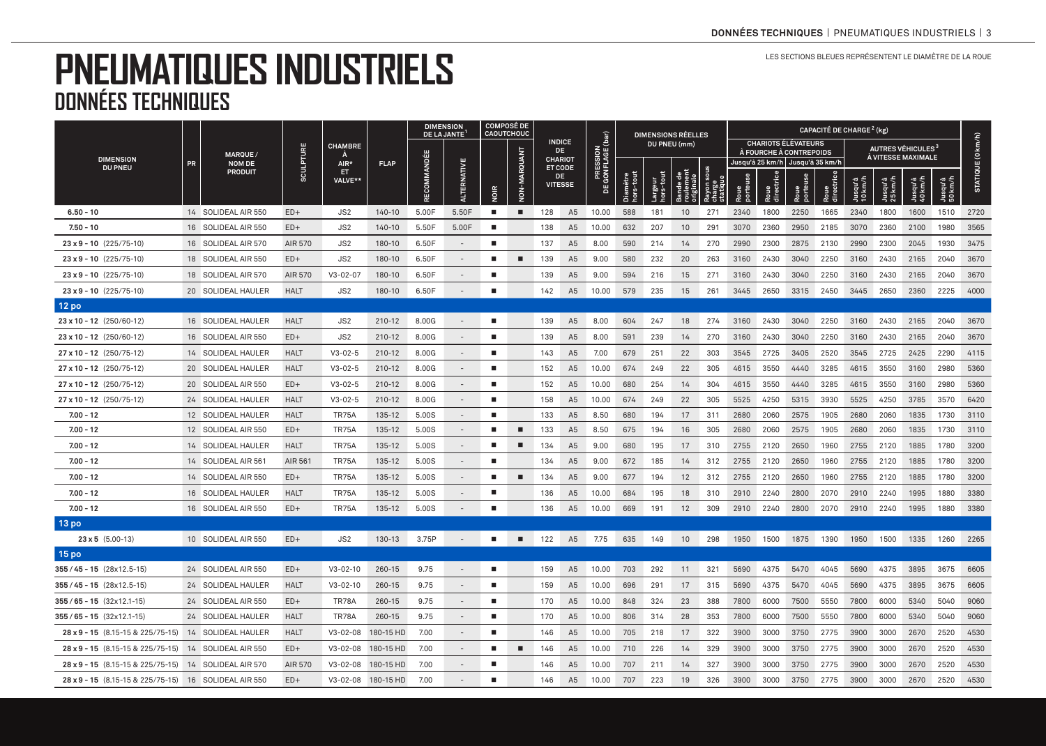# PNEUMATIQUES INDUSTRIELS
## DONNÉES TECHNIQUES

LES SECTIONS BLEUES REPRÉSENTENT LE DIAMÈTRE DE LA ROUE

| DIMENSION DU PNEU | PR | MARQUE / NOM DE PRODUIT | SCULPTURE | CHAMBRE À AIR* ET VALVE** | FLAP | DIMENSION DE LA JANTE[1] | | COMPOSÉ DE CAOUTCHOUC | | INDICE DE CHARIOT ET CODE DE VITESSE | | PRESSION DE GONFLAGE (bar) | DIMENSIONS RÉELLES DU PNEU (mm) | | | | CAPACITÉ DE CHARGE[2] (kg) | | | | | | | | STATIQUE (0 km/h) |
|---|---|---|---|---|---|---|---|---|---|---|---|---|---|---|---|---|---|---|---|---|---|---|---|---|---|
| | | | | | | | | | | | | | | | | | CHARIOTS ÉLÉVATEURS À FOURCHE À CONTREPOIDS | | | | AUTRES VÉHICULES[3] À VITESSE MAXIMALE | | | | |
| | | | | | | | | | | | | | | | | | Jusqu'à 25 km/h | | Jusqu'à 35 km/h | | | | | | |
| | | | | | | RECOMMANDÉE | ALTERNATIVE | NOIR | NON-MARQUANT | | | | Diamètre hors-tout | Largeur hors-tout | Bande de roulement originale | Rayon sous charge statique | Roue porteuse | Roue directrice | Roue porteuse | Roue directrice | Jusqu'à 10 km/h | Jusqu'à 25 km/h | Jusqu'à 40 km/h | Jusqu'à 50 km/h | |
| **6.50 - 10** | 14 | SOLIDEAL AIR 550 | ED+ | JS2 | 140-10 | 5.00F | 5.50F | ■ | ■ | 128 | A5 | 10.00 | 588 | 181 | 10 | 271 | 2340 | 1800 | 2250 | 1665 | 2340 | 1800 | 1600 | 1510 | 2720 |
| **7.50 - 10** | 16 | SOLIDEAL AIR 550 | ED+ | JS2 | 140-10 | 5.50F | 5.00F | ■ | | 138 | A5 | 10.00 | 632 | 207 | 10 | 291 | 3070 | 2360 | 2950 | 2185 | 3070 | 2360 | 2100 | 1980 | 3565 |
| **23 x 9 - 10** (225/75-10) | 16 | SOLIDEAL AIR 570 | AIR 570 | JS2 | 180-10 | 6.50F | - | ■ | | 137 | A5 | 8.00 | 590 | 214 | 14 | 270 | 2990 | 2300 | 2875 | 2130 | 2990 | 2300 | 2045 | 1930 | 3475 |
| **23 x 9 - 10** (225/75-10) | 18 | SOLIDEAL AIR 550 | ED+ | JS2 | 180-10 | 6.50F | - | ■ | ■ | 139 | A5 | 9.00 | 580 | 232 | 20 | 263 | 3160 | 2430 | 3040 | 2250 | 3160 | 2430 | 2165 | 2040 | 3670 |
| **23 x 9 - 10** (225/75-10) | 18 | SOLIDEAL AIR 570 | AIR 570 | V3-02-07 | 180-10 | 6.50F | - | ■ | | 139 | A5 | 9.00 | 594 | 216 | 15 | 271 | 3160 | 2430 | 3040 | 2250 | 3160 | 2430 | 2165 | 2040 | 3670 |
| **23 x 9 - 10** (225/75-10) | 20 | SOLIDEAL HAULER | HALT | JS2 | 180-10 | 6.50F | - | ■ | | 142 | A5 | 10.00 | 579 | 235 | 15 | 261 | 3445 | 2650 | 3315 | 2450 | 3445 | 2650 | 2360 | 2225 | 4000 |
| **12 po** | | | | | | | | | | | | | | | | | | | | | | | | | |
| **23 x 10 - 12** (250/60-12) | 16 | SOLIDEAL HAULER | HALT | JS2 | 210-12 | 8.00G | - | ■ | | 139 | A5 | 8.00 | 604 | 247 | 18 | 274 | 3160 | 2430 | 3040 | 2250 | 3160 | 2430 | 2165 | 2040 | 3670 |
| **23 x 10 - 12** (250/60-12) | 16 | SOLIDEAL AIR 550 | ED+ | JS2 | 210-12 | 8.00G | - | ■ | | 139 | A5 | 8.00 | 591 | 239 | 14 | 270 | 3160 | 2430 | 3040 | 2250 | 3160 | 2430 | 2165 | 2040 | 3670 |
| **27 x 10 - 12** (250/75-12) | 14 | SOLIDEAL HAULER | HALT | V3-02-5 | 210-12 | 8.00G | - | ■ | | 143 | A5 | 7.00 | 679 | 251 | 22 | 303 | 3545 | 2725 | 3405 | 2520 | 3545 | 2725 | 2425 | 2290 | 4115 |
| **27 x 10 - 12** (250/75-12) | 20 | SOLIDEAL HAULER | HALT | V3-02-5 | 210-12 | 8.00G | - | ■ | | 152 | A5 | 10.00 | 674 | 249 | 22 | 305 | 4615 | 3550 | 4440 | 3285 | 4615 | 3550 | 3160 | 2980 | 5360 |
| **27 x 10 - 12** (250/75-12) | 20 | SOLIDEAL AIR 550 | ED+ | V3-02-5 | 210-12 | 8.00G | - | ■ | | 152 | A5 | 10.00 | 680 | 254 | 14 | 304 | 4615 | 3550 | 4440 | 3285 | 4615 | 3550 | 3160 | 2980 | 5360 |
| **27 x 10 - 12** (250/75-12) | 24 | SOLIDEAL HAULER | HALT | V3-02-5 | 210-12 | 8.00G | - | ■ | | 158 | A5 | 10.00 | 674 | 249 | 22 | 305 | 5525 | 4250 | 5315 | 3930 | 5525 | 4250 | 3785 | 3570 | 6420 |
| **7.00 - 12** | 12 | SOLIDEAL HAULER | HALT | TR75A | 135-12 | 5.00S | - | ■ | | 133 | A5 | 8.50 | 680 | 194 | 17 | 311 | 2680 | 2060 | 2575 | 1905 | 2680 | 2060 | 1835 | 1730 | 3110 |
| **7.00 - 12** | 12 | SOLIDEAL AIR 550 | ED+ | TR75A | 135-12 | 5.00S | - | ■ | ■ | 133 | A5 | 8.50 | 675 | 194 | 16 | 305 | 2680 | 2060 | 2575 | 1905 | 2680 | 2060 | 1835 | 1730 | 3110 |
| **7.00 - 12** | 14 | SOLIDEAL HAULER | HALT | TR75A | 135-12 | 5.00S | - | ■ | ■ | 134 | A5 | 9.00 | 680 | 195 | 17 | 310 | 2755 | 2120 | 2650 | 1960 | 2755 | 2120 | 1885 | 1780 | 3200 |
| **7.00 - 12** | 14 | SOLIDEAL AIR 561 | AIR 561 | TR75A | 135-12 | 5.00S | - | ■ | | 134 | A5 | 9.00 | 672 | 185 | 14 | 312 | 2755 | 2120 | 2650 | 1960 | 2755 | 2120 | 1885 | 1780 | 3200 |
| **7.00 - 12** | 14 | SOLIDEAL AIR 550 | ED+ | TR75A | 135-12 | 5.00S | - | ■ | ■ | 134 | A5 | 9.00 | 677 | 194 | 12 | 312 | 2755 | 2120 | 2650 | 1960 | 2755 | 2120 | 1885 | 1780 | 3200 |
| **7.00 - 12** | 16 | SOLIDEAL HAULER | HALT | TR75A | 135-12 | 5.00S | - | ■ | | 136 | A5 | 10.00 | 684 | 195 | 18 | 310 | 2910 | 2240 | 2800 | 2070 | 2910 | 2240 | 1995 | 1880 | 3380 |
| **7.00 - 12** | 16 | SOLIDEAL AIR 550 | ED+ | TR75A | 135-12 | 5.00S | - | ■ | | 136 | A5 | 10.00 | 669 | 191 | 12 | 309 | 2910 | 2240 | 2800 | 2070 | 2910 | 2240 | 1995 | 1880 | 3380 |
| **13 po** | | | | | | | | | | | | | | | | | | | | | | | | | |
| **23 x 5** (5.00-13) | 10 | SOLIDEAL AIR 550 | ED+ | JS2 | 130-13 | 3.75P | - | ■ | ■ | 122 | A5 | 7.75 | 635 | 149 | 10 | 298 | 1950 | 1500 | 1875 | 1390 | 1950 | 1500 | 1335 | 1260 | 2265 |
| **15 po** | | | | | | | | | | | | | | | | | | | | | | | | | |
| **355 / 45 - 15** (28x12.5-15) | 24 | SOLIDEAL AIR 550 | ED+ | V3-02-10 | 260-15 | 9.75 | - | ■ | | 159 | A5 | 10.00 | 703 | 292 | 11 | 321 | 5690 | 4375 | 5470 | 4045 | 5690 | 4375 | 3895 | 3675 | 6605 |
| **355 / 45 - 15** (28x12.5-15) | 24 | SOLIDEAL HAULER | HALT | V3-02-10 | 260-15 | 9.75 | - | ■ | | 159 | A5 | 10.00 | 696 | 291 | 17 | 315 | 5690 | 4375 | 5470 | 4045 | 5690 | 4375 | 3895 | 3675 | 6605 |
| **355 / 65 - 15** (32x12.1-15) | 24 | SOLIDEAL AIR 550 | ED+ | TR78A | 260-15 | 9.75 | - | ■ | | 170 | A5 | 10.00 | 848 | 324 | 23 | 388 | 7800 | 6000 | 7500 | 5550 | 7800 | 6000 | 5340 | 5040 | 9060 |
| **355 / 65 - 15** (32x12.1-15) | 24 | SOLIDEAL HAULER | HALT | TR78A | 260-15 | 9.75 | - | ■ | | 170 | A5 | 10.00 | 806 | 314 | 28 | 353 | 7800 | 6000 | 7500 | 5550 | 7800 | 6000 | 5340 | 5040 | 9060 |
| **28 x 9 - 15** (8.15-15 & 225/75-15) | 14 | SOLIDEAL HAULER | HALT | V3-02-08 | 180-15 HD | 7.00 | - | ■ | | 146 | A5 | 10.00 | 705 | 218 | 17 | 322 | 3900 | 3000 | 3750 | 2775 | 3900 | 3000 | 2670 | 2520 | 4530 |
| **28 x 9 - 15** (8.15-15 & 225/75-15) | 14 | SOLIDEAL AIR 550 | ED+ | V3-02-08 | 180-15 HD | 7.00 | - | ■ | ■ | 146 | A5 | 10.00 | 710 | 226 | 14 | 329 | 3900 | 3000 | 3750 | 2775 | 3900 | 3000 | 2670 | 2520 | 4530 |
| **28 x 9 - 15** (8.15-15 & 225/75-15) | 14 | SOLIDEAL AIR 570 | AIR 570 | V3-02-08 | 180-15 HD | 7.00 | - | ■ | | 146 | A5 | 10.00 | 707 | 211 | 14 | 327 | 3900 | 3000 | 3750 | 2775 | 3900 | 3000 | 2670 | 2520 | 4530 |
| **28 x 9 - 15** (8.15-15 & 225/75-15) | 16 | SOLIDEAL AIR 550 | ED+ | V3-02-08 | 180-15 HD | 7.00 | - | ■ | | 146 | A5 | 10.00 | 707 | 223 | 19 | 326 | 3900 | 3000 | 3750 | 2775 | 3900 | 3000 | 2670 | 2520 | 4530 |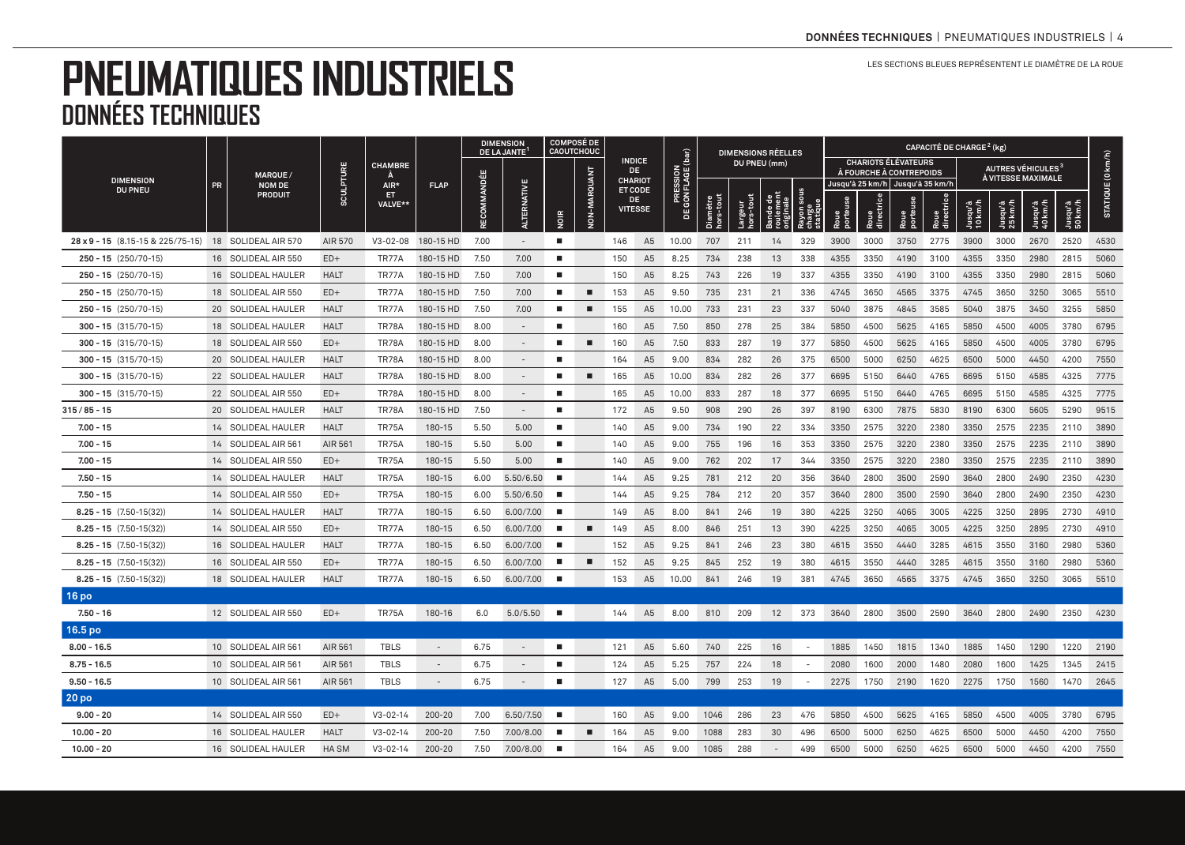# PNEUMATIQUES INDUSTRIELS
## DONNÉES TECHNIQUES

LES SECTIONS BLEUES REPRÉSENTENT LE DIAMÈTRE DE LA ROUE

| DIMENSION DU PNEU | PR | MARQUE / NOM DE PRODUIT | SCULPTURE | CHAMBRE À AIR* ET VALVE** | FLAP | DIMENSION DE LA JANTE[1] | | COMPOSÉ DE CAOUTCHOUC | | INDICE DE CHARIOT ET CODE DE VITESSE | | PRESSION DE GONFLAGE (bar) | DIMENSIONS RÉELLES DU PNEU (mm) | | | | CAPACITÉ DE CHARGE[2] (kg) | | | | | | | | STATIQUE (0 km/h) |
|---|---|---|---|---|---|---|---|---|---|---|---|---|---|---|---|---|---|---|---|---|---|---|---|---|---|
| | | | | | | | | | | | | | | | | | CHARIOTS ÉLÉVATEURS À FOURCHE À CONTREPOIDS | | | | AUTRES VÉHICULES[3] À VITESSE MAXIMALE | | | | |
| | | | | | | | | | | | | | | | | | Jusqu'à 25 km/h | | Jusqu'à 35 km/h | | | | | | |
| | | | | | | RECOMMANDÉE | ALTERNATIVE | NOIR | NON-MARQUANT | | | | Diamètre hors-tout | Largeur hors-tout | Bande de roulement originale | Rayon sous charge statique | Roue porteuse | Roue directrice | Roue porteuse | Roue directrice | Jusqu'à 10 km/h | Jusqu'à 25 km/h | Jusqu'à 40 km/h | Jusqu'à 50 km/h | |
| **28 x 9 - 15** (8.15-15 & 225/75-15) | 18 | SOLIDEAL AIR 570 | AIR 570 | V3-02-08 | 180-15 HD | 7.00 | - | ■ | | 146 | A5 | 10.00 | 707 | 211 | 14 | 329 | 3900 | 3000 | 3750 | 2775 | 3900 | 3000 | 2670 | 2520 | 4530 |
| **250 - 15** (250/70-15) | 16 | SOLIDEAL AIR 550 | ED+ | TR77A | 180-15 HD | 7.50 | 7.00 | ■ | | 150 | A5 | 8.25 | 734 | 238 | 13 | 338 | 4355 | 3350 | 4190 | 3100 | 4355 | 3350 | 2980 | 2815 | 5060 |
| **250 - 15** (250/70-15) | 16 | SOLIDEAL HAULER | HALT | TR77A | 180-15 HD | 7.50 | 7.00 | ■ | | 150 | A5 | 8.25 | 743 | 226 | 19 | 337 | 4355 | 3350 | 4190 | 3100 | 4355 | 3350 | 2980 | 2815 | 5060 |
| **250 - 15** (250/70-15) | 18 | SOLIDEAL AIR 550 | ED+ | TR77A | 180-15 HD | 7.50 | 7.00 | ■ | ■ | 153 | A5 | 9.50 | 735 | 231 | 21 | 336 | 4745 | 3650 | 4565 | 3375 | 4745 | 3650 | 3250 | 3065 | 5510 |
| **250 - 15** (250/70-15) | 20 | SOLIDEAL HAULER | HALT | TR77A | 180-15 HD | 7.50 | 7.00 | ■ | ■ | 155 | A5 | 10.00 | 733 | 231 | 23 | 337 | 5040 | 3875 | 4845 | 3585 | 5040 | 3875 | 3450 | 3255 | 5850 |
| **300 - 15** (315/70-15) | 18 | SOLIDEAL HAULER | HALT | TR78A | 180-15 HD | 8.00 | - | ■ | | 160 | A5 | 7.50 | 850 | 278 | 25 | 384 | 5850 | 4500 | 5625 | 4165 | 5850 | 4500 | 4005 | 3780 | 6795 |
| **300 - 15** (315/70-15) | 18 | SOLIDEAL AIR 550 | ED+ | TR78A | 180-15 HD | 8.00 | - | ■ | ■ | 160 | A5 | 7.50 | 833 | 287 | 19 | 377 | 5850 | 4500 | 5625 | 4165 | 5850 | 4500 | 4005 | 3780 | 6795 |
| **300 - 15** (315/70-15) | 20 | SOLIDEAL HAULER | HALT | TR78A | 180-15 HD | 8.00 | - | ■ | | 164 | A5 | 9.00 | 834 | 282 | 26 | 375 | 6500 | 5000 | 6250 | 4625 | 6500 | 5000 | 4450 | 4200 | 7550 |
| **300 - 15** (315/70-15) | 22 | SOLIDEAL HAULER | HALT | TR78A | 180-15 HD | 8.00 | - | ■ | ■ | 165 | A5 | 10.00 | 834 | 282 | 26 | 377 | 6695 | 5150 | 6440 | 4765 | 6695 | 5150 | 4585 | 4325 | 7775 |
| **300 - 15** (315/70-15) | 22 | SOLIDEAL AIR 550 | ED+ | TR78A | 180-15 HD | 8.00 | - | ■ | | 165 | A5 | 10.00 | 833 | 287 | 18 | 377 | 6695 | 5150 | 6440 | 4765 | 6695 | 5150 | 4585 | 4325 | 7775 |
| **315 / 85 - 15** | 20 | SOLIDEAL HAULER | HALT | TR78A | 180-15 HD | 7.50 | - | ■ | | 172 | A5 | 9.50 | 908 | 290 | 26 | 397 | 8190 | 6300 | 7875 | 5830 | 8190 | 6300 | 5605 | 5290 | 9515 |
| **7.00 - 15** | 14 | SOLIDEAL HAULER | HALT | TR75A | 180-15 | 5.50 | 5.00 | ■ | | 140 | A5 | 9.00 | 734 | 190 | 22 | 334 | 3350 | 2575 | 3220 | 2380 | 3350 | 2575 | 2235 | 2110 | 3890 |
| **7.00 - 15** | 14 | SOLIDEAL AIR 561 | AIR 561 | TR75A | 180-15 | 5.50 | 5.00 | ■ | | 140 | A5 | 9.00 | 755 | 196 | 16 | 353 | 3350 | 2575 | 3220 | 2380 | 3350 | 2575 | 2235 | 2110 | 3890 |
| **7.00 - 15** | 14 | SOLIDEAL AIR 550 | ED+ | TR75A | 180-15 | 5.50 | 5.00 | ■ | | 140 | A5 | 9.00 | 762 | 202 | 17 | 344 | 3350 | 2575 | 3220 | 2380 | 3350 | 2575 | 2235 | 2110 | 3890 |
| **7.50 - 15** | 14 | SOLIDEAL HAULER | HALT | TR75A | 180-15 | 6.00 | 5.50/6.50 | ■ | | 144 | A5 | 9.25 | 781 | 212 | 20 | 356 | 3640 | 2800 | 3500 | 2590 | 3640 | 2800 | 2490 | 2350 | 4230 |
| **7.50 - 15** | 14 | SOLIDEAL AIR 550 | ED+ | TR75A | 180-15 | 6.00 | 5.50/6.50 | ■ | | 144 | A5 | 9.25 | 784 | 212 | 20 | 357 | 3640 | 2800 | 3500 | 2590 | 3640 | 2800 | 2490 | 2350 | 4230 |
| **8.25 - 15** (7.50-15(32)) | 14 | SOLIDEAL HAULER | HALT | TR77A | 180-15 | 6.50 | 6.00/7.00 | ■ | | 149 | A5 | 8.00 | 841 | 246 | 19 | 380 | 4225 | 3250 | 4065 | 3005 | 4225 | 3250 | 2895 | 2730 | 4910 |
| **8.25 - 15** (7.50-15(32)) | 14 | SOLIDEAL AIR 550 | ED+ | TR77A | 180-15 | 6.50 | 6.00/7.00 | ■ | ■ | 149 | A5 | 8.00 | 846 | 251 | 13 | 390 | 4225 | 3250 | 4065 | 3005 | 4225 | 3250 | 2895 | 2730 | 4910 |
| **8.25 - 15** (7.50-15(32)) | 16 | SOLIDEAL HAULER | HALT | TR77A | 180-15 | 6.50 | 6.00/7.00 | ■ | | 152 | A5 | 9.25 | 841 | 246 | 23 | 380 | 4615 | 3550 | 4440 | 3285 | 4615 | 3550 | 3160 | 2980 | 5360 |
| **8.25 - 15** (7.50-15(32)) | 16 | SOLIDEAL AIR 550 | ED+ | TR77A | 180-15 | 6.50 | 6.00/7.00 | ■ | ■ | 152 | A5 | 9.25 | 845 | 252 | 19 | 380 | 4615 | 3550 | 4440 | 3285 | 4615 | 3550 | 3160 | 2980 | 5360 |
| **8.25 - 15** (7.50-15(32)) | 18 | SOLIDEAL HAULER | HALT | TR77A | 180-15 | 6.50 | 6.00/7.00 | ■ | | 153 | A5 | 10.00 | 841 | 246 | 19 | 381 | 4745 | 3650 | 4565 | 3375 | 4745 | 3650 | 3250 | 3065 | 5510 |
| **16 po** | | | | | | | | | | | | | | | | | | | | | | | | | |
| **7.50 - 16** | 12 | SOLIDEAL AIR 550 | ED+ | TR75A | 180-16 | 6.0 | 5.0/5.50 | ■ | | 144 | A5 | 8.00 | 810 | 209 | 12 | 373 | 3640 | 2800 | 3500 | 2590 | 3640 | 2800 | 2490 | 2350 | 4230 |
| **16.5 po** | | | | | | | | | | | | | | | | | | | | | | | | | |
| **8.00 - 16.5** | 10 | SOLIDEAL AIR 561 | AIR 561 | TBLS | - | 6.75 | - | ■ | | 121 | A5 | 5.60 | 740 | 225 | 16 | - | 1885 | 1450 | 1815 | 1340 | 1885 | 1450 | 1290 | 1220 | 2190 |
| **8.75 - 16.5** | 10 | SOLIDEAL AIR 561 | AIR 561 | TBLS | - | 6.75 | - | ■ | | 124 | A5 | 5.25 | 757 | 224 | 18 | - | 2080 | 1600 | 2000 | 1480 | 2080 | 1600 | 1425 | 1345 | 2415 |
| **9.50 - 16.5** | 10 | SOLIDEAL AIR 561 | AIR 561 | TBLS | - | 6.75 | - | ■ | | 127 | A5 | 5.00 | 799 | 253 | 19 | - | 2275 | 1750 | 2190 | 1620 | 2275 | 1750 | 1560 | 1470 | 2645 |
| **20 po** | | | | | | | | | | | | | | | | | | | | | | | | | |
| **9.00 - 20** | 14 | SOLIDEAL AIR 550 | ED+ | V3-02-14 | 200-20 | 7.00 | 6.50/7.50 | ■ | | 160 | A5 | 9.00 | 1046 | 286 | 23 | 476 | 5850 | 4500 | 5625 | 4165 | 5850 | 4500 | 4005 | 3780 | 6795 |
| **10.00 - 20** | 16 | SOLIDEAL HAULER | HALT | V3-02-14 | 200-20 | 7.50 | 7.00/8.00 | ■ | ■ | 164 | A5 | 9.00 | 1088 | 283 | 30 | 496 | 6500 | 5000 | 6250 | 4625 | 6500 | 5000 | 4450 | 4200 | 7550 |
| **10.00 - 20** | 16 | SOLIDEAL HAULER | HA SM | V3-02-14 | 200-20 | 7.50 | 7.00/8.00 | ■ | | 164 | A5 | 9.00 | 1085 | 288 | - | 499 | 6500 | 5000 | 6250 | 4625 | 6500 | 5000 | 4450 | 4200 | 7550 |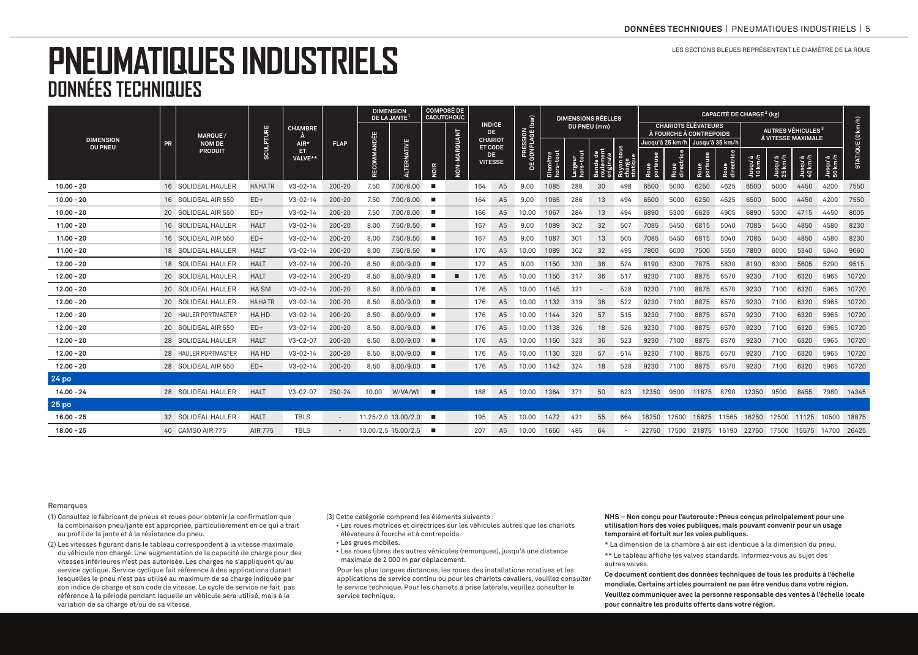# PNEUMATIQUES INDUSTRIELS
## DONNÉES TECHNIQUES

LES SECTIONS BLEUES REPRÉSENTENT LE DIAMÈTRE DE LA ROUE

| DIMENSION DU PNEU | PR | MARQUE / NOM DE PRODUIT | SCULPTURE | CHAMBRE À AIR* ET VALVE** | FLAP | DIMENSION DE LA JANTE[1] | | COMPOSÉ DE CAOUTCHOUC | | INDICE DE CHARIOT ET CODE DE VITESSE | | PRESSION DE GONFLAGE (bar) | DIMENSIONS RÉELLES DU PNEU (mm) | | | | CAPACITÉ DE CHARGE[2] (kg) | | | | | | | | STATIQUE (0 km/h) |
|---|---|---|---|---|---|---|---|---|---|---|---|---|---|---|---|---|---|---|---|---|---|---|---|---|---|
| | | | | | | | | | | | | | | | | | CHARIOTS ÉLÉVATEURS À FOURCHE À CONTREPOIDS | | | | AUTRES VÉHICULES[3] À VITESSE MAXIMALE | | | | |
| | | | | | | | | | | | | | | | | | Jusqu'à 25 km/h | | Jusqu'à 35 km/h | | | | | | |
| | | | | | | RECOMMANDÉE | ALTERNATIVE | NOIR | NON-MARQUANT | | | | Diamètre hors-tout | Largeur hors-tout | Bande de roulement originale | Rayon sous charge statique | Roue porteuse | Roue directrice | Roue porteuse | Roue directrice | Jusqu'à 10 km/h | Jusqu'à 25 km/h | Jusqu'à 40 km/h | Jusqu'à 50 km/h | |
| 10.00 - 20 | 16 | SOLIDEAL HAULER | HA HATR | V3-02-14 | 200-20 | 7.50 | 7.00/8.00 | ■ | | 164 | A5 | 9.00 | 1085 | 288 | 30 | 498 | 6500 | 5000 | 6250 | 4625 | 6500 | 5000 | 4450 | 4200 | 7550 |
| 10.00 - 20 | 16 | SOLIDEAL AIR 550 | ED+ | V3-02-14 | 200-20 | 7.50 | 7.00/8.00 | ■ | | 164 | A5 | 9.00 | 1065 | 286 | 13 | 494 | 6500 | 5000 | 6250 | 4625 | 6500 | 5000 | 4450 | 4200 | 7550 |
| 10.00 - 20 | 20 | SOLIDEAL AIR 550 | ED+ | V3-02-14 | 200-20 | 7.50 | 7.00/8.00 | ■ | | 166 | A5 | 10.00 | 1067 | 284 | 13 | 494 | 6890 | 5300 | 6625 | 4905 | 6890 | 5300 | 4715 | 4450 | 8005 |
| 11.00 - 20 | 16 | SOLIDEAL HAULER | HALT | V3-02-14 | 200-20 | 8.00 | 7.50/8.50 | ■ | | 167 | A5 | 9.00 | 1089 | 302 | 32 | 507 | 7085 | 5450 | 6815 | 5040 | 7085 | 5450 | 4850 | 4580 | 8230 |
| 11.00 - 20 | 16 | SOLIDEAL AIR 550 | ED+ | V3-02-14 | 200-20 | 8.00 | 7.50/8.50 | ■ | | 167 | A5 | 9.00 | 1087 | 301 | 13 | 505 | 7085 | 5450 | 6815 | 5040 | 7085 | 5450 | 4850 | 4580 | 8230 |
| 11.00 - 20 | 18 | SOLIDEAL HAULER | HALT | V3-02-14 | 200-20 | 8.00 | 7.50/8.50 | ■ | | 170 | A5 | 10.00 | 1089 | 302 | 32 | 495 | 7800 | 6000 | 7500 | 5550 | 7800 | 6000 | 5340 | 5040 | 9060 |
| 12.00 - 20 | 18 | SOLIDEAL HAULER | HALT | V3-02-14 | 200-20 | 8.50 | 8.00/9.00 | ■ | | 172 | A5 | 9.00 | 1150 | 330 | 36 | 524 | 8190 | 6300 | 7875 | 5830 | 8190 | 6300 | 5605 | 5290 | 9515 |
| 12.00 - 20 | 20 | SOLIDEAL HAULER | HALT | V3-02-14 | 200-20 | 8.50 | 8.00/9.00 | ■ | ■ | 176 | A5 | 10.00 | 1150 | 317 | 36 | 517 | 9230 | 7100 | 8875 | 6570 | 9230 | 7100 | 6320 | 5965 | 10720 |
| 12.00 - 20 | 20 | SOLIDEAL HAULER | HA SM | V3-02-14 | 200-20 | 8.50 | 8.00/9.00 | ■ | | 176 | A5 | 10.00 | 1145 | 321 | - | 528 | 9230 | 7100 | 8875 | 6570 | 9230 | 7100 | 6320 | 5965 | 10720 |
| 12.00 - 20 | 20 | SOLIDEAL HAULER | HA HATR | V3-02-14 | 200-20 | 8.50 | 8.00/9.00 | ■ | | 176 | A5 | 10.00 | 1132 | 319 | 36 | 522 | 9230 | 7100 | 8875 | 6570 | 9230 | 7100 | 6320 | 5965 | 10720 |
| 12.00 - 20 | 20 | HAULER PORTMASTER | HA HD | V3-02-14 | 200-20 | 8.50 | 8.00/9.00 | ■ | | 176 | A5 | 10.00 | 1144 | 320 | 57 | 515 | 9230 | 7100 | 8875 | 6570 | 9230 | 7100 | 6320 | 5965 | 10720 |
| 12.00 - 20 | 20 | SOLIDEAL AIR 550 | ED+ | V3-02-14 | 200-20 | 8.50 | 8.00/9.00 | ■ | | 176 | A5 | 10.00 | 1138 | 326 | 18 | 526 | 9230 | 7100 | 8875 | 6570 | 9230 | 7100 | 6320 | 5965 | 10720 |
| 12.00 - 20 | 28 | SOLIDEAL HAULER | HALT | V3-02-07 | 200-20 | 8.50 | 8.00/9.00 | ■ | | 176 | A5 | 10.00 | 1150 | 323 | 36 | 523 | 9230 | 7100 | 8875 | 6570 | 9230 | 7100 | 6320 | 5965 | 10720 |
| 12.00 - 20 | 28 | HAULER PORTMASTER | HA HD | V3-02-14 | 200-20 | 8.50 | 8.00/9.00 | ■ | | 176 | A5 | 10.00 | 1130 | 320 | 57 | 514 | 9230 | 7100 | 8875 | 6570 | 9230 | 7100 | 6320 | 5965 | 10720 |
| 12.00 - 20 | 28 | SOLIDEAL AIR 550 | ED+ | V3-02-14 | 200-20 | 8.50 | 8.00/9.00 | ■ | | 176 | A5 | 10.00 | 1142 | 324 | 18 | 528 | 9230 | 7100 | 8875 | 6570 | 9230 | 7100 | 6320 | 5965 | 10720 |
| **24 po** | | | | | | | | | | | | | | | | | | | | | | | | | |
| 14.00 - 24 | 28 | SOLIDEAL HAULER | HALT | V3-02-07 | 250-24 | 10.00 | W/VA/WI | ■ | | 188 | A5 | 10.00 | 1364 | 371 | 50 | 623 | 12350 | 9500 | 11875 | 8790 | 12350 | 9500 | 8455 | 7980 | 14345 |
| **25 po** | | | | | | | | | | | | | | | | | | | | | | | | | |
| 16.00 - 25 | 32 | SOLIDEAL HAULER | HALT | TBLS | - | 11.25/2.0 | 13.00/2.0 | ■ | | 195 | A5 | 10.00 | 1472 | 421 | 55 | 664 | 16250 | 12500 | 15625 | 11565 | 16250 | 12500 | 11125 | 10500 | 18875 |
| 18.00 - 25 | 40 | CAMSO AIR 775 | AIR 775 | TBLS | - | 13.00/2.5 | 15.00/2.5 | ■ | | 207 | A5 | 10.00 | 1650 | 485 | 64 | - | 22750 | 17500 | 21875 | 16190 | 22750 | 17500 | 15575 | 14700 | 26425 |

Remarques

(1) Consultez le fabricant de pneus et roues pour obtenir la confirmation que la combinaison pneu/jante est appropriée, particulièrement en ce qui a trait au profil de la jante et à la résistance du pneu.

(2) Les vitesses figurant dans le tableau correspondent à la vitesse maximale du véhicule non chargé. Une augmentation de la capacité de charge pour des vitesses inférieures n'est pas autorisée. Les charges ne s'appliquent qu'au service cyclique. Service cyclique fait référence à des applications durant lesquelles le pneu n'est pas utilisé au maximum de sa charge indiquée par son indice de charge et son code de vitesse. Le cycle de service ne fait pas référence à la période pendant laquelle un véhicule sera utilisé, mais à la variation de sa charge et/ou de sa vitesse.

(3) Cette catégorie comprend les éléments suivants :

- Les roues motrices et directrices sur les véhicules autres que les chariots élévateurs à fourche et à contrepoids.
- Les grues mobiles.
- Les roues libres des autres véhicules (remorques), jusqu'à une distance maximale de 2 000 m par déplacement.

Pour les plus longues distances, les roues des installations rotatives et les applications de service continu ou pour les chariots cavaliers, veuillez consulter le service technique. Pour les chariots à prise latérale, veuillez consulter le service technique.

**NHS – Non conçu pour l'autoroute : Pneus conçus principalement pour une utilisation hors des voies publiques, mais pouvant convenir pour un usage temporaire et fortuit sur les voies publiques.**

* La dimension de la chambre à air est identique à la dimension du pneu.

** Le tableau affiche les valves standards. Informez-vous au sujet des autres valves.

**Ce document contient des données techniques de tous les produits à l'échelle mondiale. Certains articles pourraient ne pas être vendus dans votre région.**

**Veuillez communiquer avec la personne responsable des ventes à l'échelle locale pour connaître les produits offerts dans votre région.**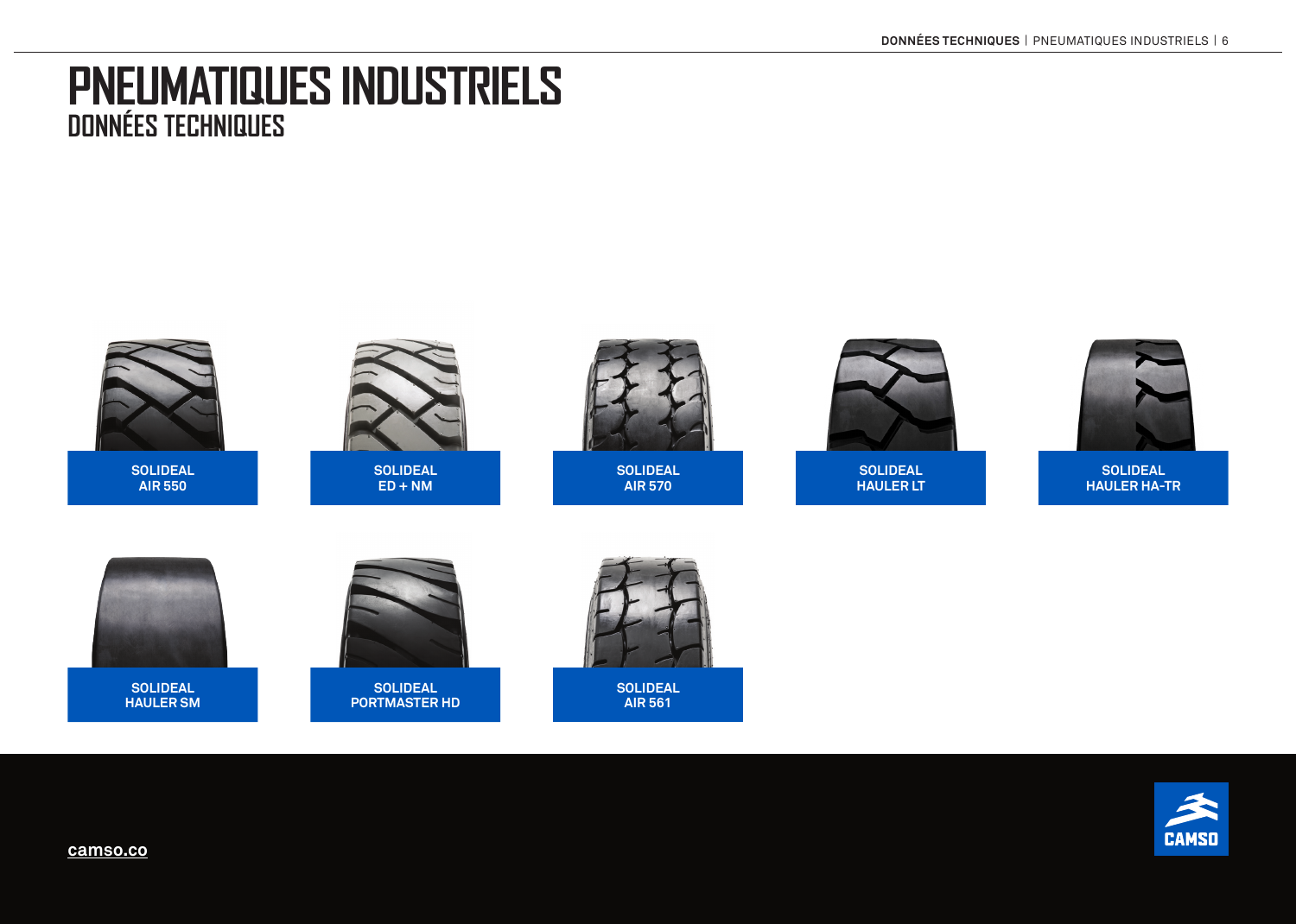# PNEUMATIQUES INDUSTRIELS
## DONNÉES TECHNIQUES

**SOLIDEAL**
**AIR 550**

**SOLIDEAL**
**ED + NM**

**SOLIDEAL**
**AIR 570**

**SOLIDEAL**
**HAULER LT**

**SOLIDEAL**
**HAULER HA-TR**

**SOLIDEAL**
**HAULER SM**

**SOLIDEAL**
**PORTMASTER HD**

**SOLIDEAL**
**AIR 561**

camso.co

CAMSO